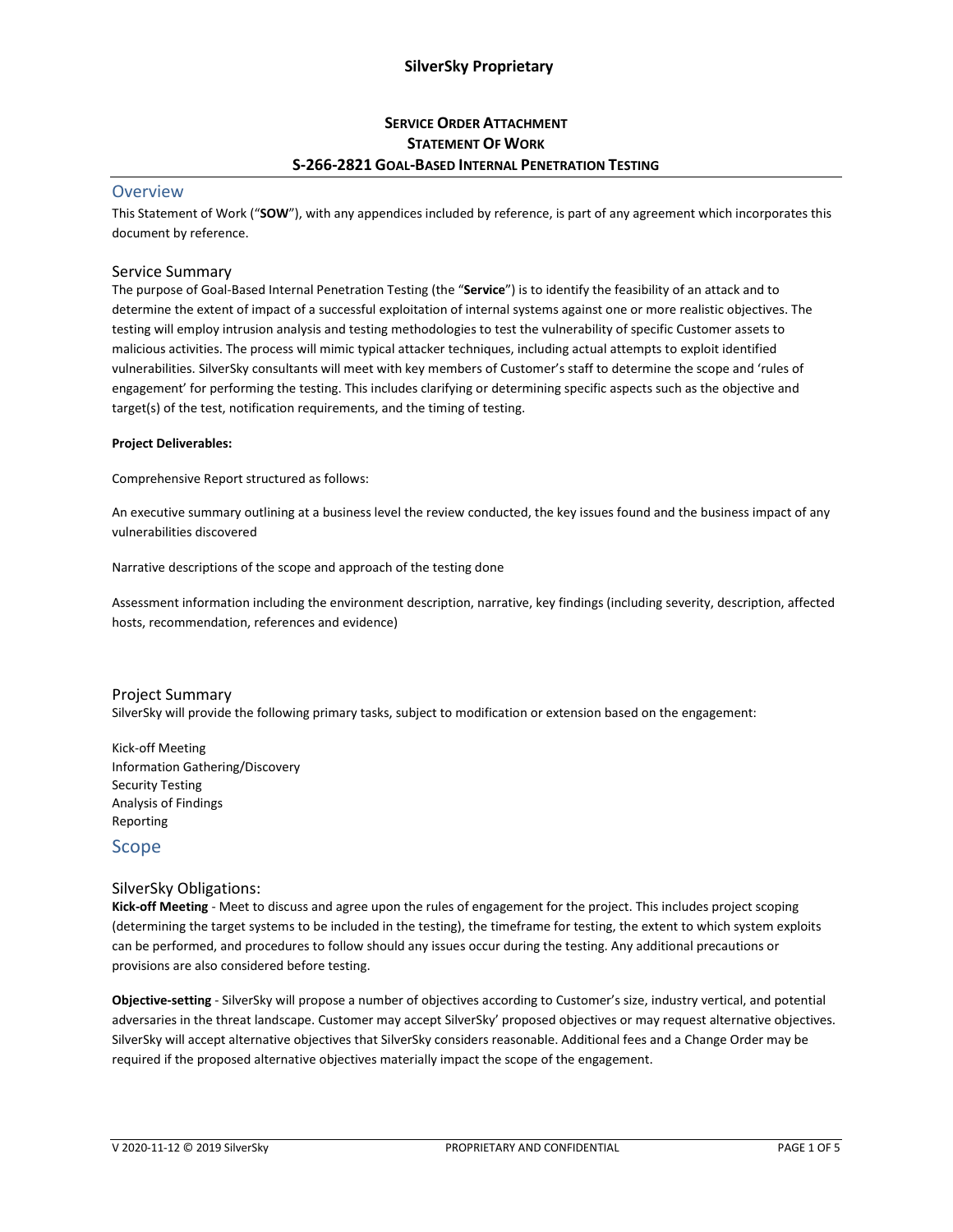**SERVICE ORDER ATTACHMENT**
**STATEMENT OF WORK**
**S-266-2821 GOAL-BASED INTERNAL PENETRATION TESTING**

## Overview

This Statement of Work ("**SOW**"), with any appendices included by reference, is part of any agreement which incorporates this document by reference.

### Service Summary

The purpose of Goal-Based Internal Penetration Testing (the "**Service**") is to identify the feasibility of an attack and to determine the extent of impact of a successful exploitation of internal systems against one or more realistic objectives. The testing will employ intrusion analysis and testing methodologies to test the vulnerability of specific Customer assets to malicious activities. The process will mimic typical attacker techniques, including actual attempts to exploit identified vulnerabilities. SilverSky consultants will meet with key members of Customer's staff to determine the scope and 'rules of engagement' for performing the testing. This includes clarifying or determining specific aspects such as the objective and target(s) of the test, notification requirements, and the timing of testing.

**Project Deliverables:**

Comprehensive Report structured as follows:

An executive summary outlining at a business level the review conducted, the key issues found and the business impact of any vulnerabilities discovered

Narrative descriptions of the scope and approach of the testing done

Assessment information including the environment description, narrative, key findings (including severity, description, affected hosts, recommendation, references and evidence)

### Project Summary

SilverSky will provide the following primary tasks, subject to modification or extension based on the engagement:

Kick-off Meeting
Information Gathering/Discovery
Security Testing
Analysis of Findings
Reporting

## Scope

### SilverSky Obligations:

**Kick-off Meeting** - Meet to discuss and agree upon the rules of engagement for the project. This includes project scoping (determining the target systems to be included in the testing), the timeframe for testing, the extent to which system exploits can be performed, and procedures to follow should any issues occur during the testing. Any additional precautions or provisions are also considered before testing.

**Objective-setting** - SilverSky will propose a number of objectives according to Customer's size, industry vertical, and potential adversaries in the threat landscape. Customer may accept SilverSky' proposed objectives or may request alternative objectives. SilverSky will accept alternative objectives that SilverSky considers reasonable. Additional fees and a Change Order may be required if the proposed alternative objectives materially impact the scope of the engagement.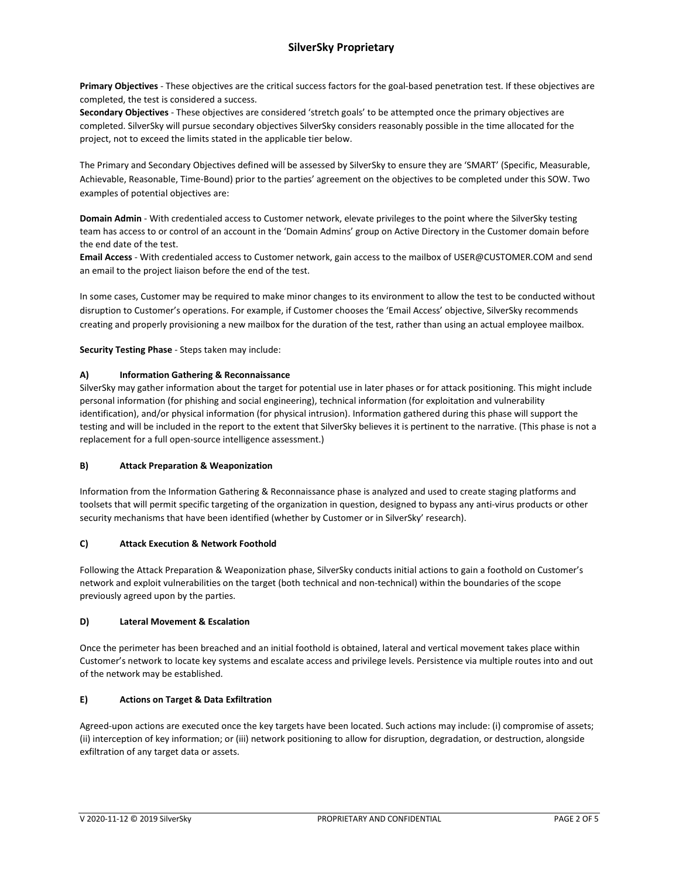**Primary Objectives** - These objectives are the critical success factors for the goal-based penetration test. If these objectives are completed, the test is considered a success.
**Secondary Objectives** - These objectives are considered 'stretch goals' to be attempted once the primary objectives are completed. SilverSky will pursue secondary objectives SilverSky considers reasonably possible in the time allocated for the project, not to exceed the limits stated in the applicable tier below.

The Primary and Secondary Objectives defined will be assessed by SilverSky to ensure they are 'SMART' (Specific, Measurable, Achievable, Reasonable, Time-Bound) prior to the parties' agreement on the objectives to be completed under this SOW. Two examples of potential objectives are:

**Domain Admin** - With credentialed access to Customer network, elevate privileges to the point where the SilverSky testing team has access to or control of an account in the 'Domain Admins' group on Active Directory in the Customer domain before the end date of the test.
**Email Access** - With credentialed access to Customer network, gain access to the mailbox of USER@CUSTOMER.COM and send an email to the project liaison before the end of the test.

In some cases, Customer may be required to make minor changes to its environment to allow the test to be conducted without disruption to Customer's operations. For example, if Customer chooses the 'Email Access' objective, SilverSky recommends creating and properly provisioning a new mailbox for the duration of the test, rather than using an actual employee mailbox.

**Security Testing Phase** - Steps taken may include:

**A) Information Gathering & Reconnaissance**

SilverSky may gather information about the target for potential use in later phases or for attack positioning. This might include personal information (for phishing and social engineering), technical information (for exploitation and vulnerability identification), and/or physical information (for physical intrusion). Information gathered during this phase will support the testing and will be included in the report to the extent that SilverSky believes it is pertinent to the narrative. (This phase is not a replacement for a full open-source intelligence assessment.)

**B) Attack Preparation & Weaponization**

Information from the Information Gathering & Reconnaissance phase is analyzed and used to create staging platforms and toolsets that will permit specific targeting of the organization in question, designed to bypass any anti-virus products or other security mechanisms that have been identified (whether by Customer or in SilverSky' research).

**C) Attack Execution & Network Foothold**

Following the Attack Preparation & Weaponization phase, SilverSky conducts initial actions to gain a foothold on Customer's network and exploit vulnerabilities on the target (both technical and non-technical) within the boundaries of the scope previously agreed upon by the parties.

**D) Lateral Movement & Escalation**

Once the perimeter has been breached and an initial foothold is obtained, lateral and vertical movement takes place within Customer's network to locate key systems and escalate access and privilege levels. Persistence via multiple routes into and out of the network may be established.

**E) Actions on Target & Data Exfiltration**

Agreed-upon actions are executed once the key targets have been located. Such actions may include: (i) compromise of assets; (ii) interception of key information; or (iii) network positioning to allow for disruption, degradation, or destruction, alongside exfiltration of any target data or assets.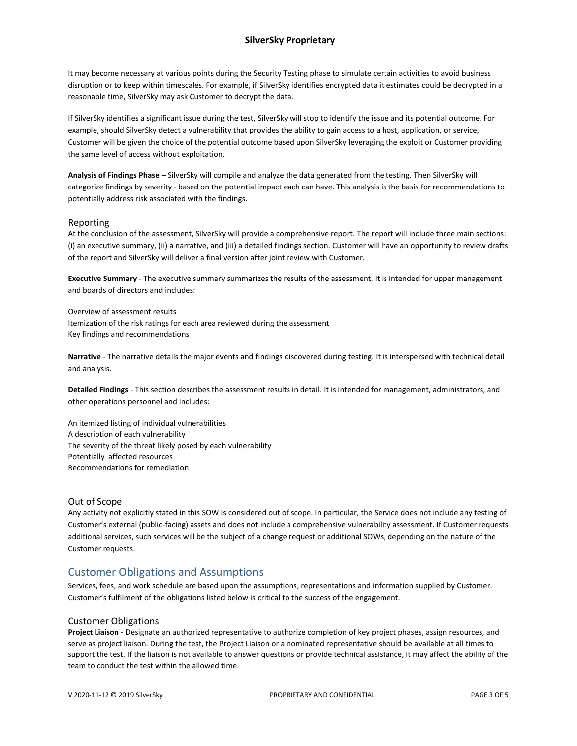It may become necessary at various points during the Security Testing phase to simulate certain activities to avoid business disruption or to keep within timescales. For example, if SilverSky identifies encrypted data it estimates could be decrypted in a reasonable time, SilverSky may ask Customer to decrypt the data.

If SilverSky identifies a significant issue during the test, SilverSky will stop to identify the issue and its potential outcome. For example, should SilverSky detect a vulnerability that provides the ability to gain access to a host, application, or service, Customer will be given the choice of the potential outcome based upon SilverSky leveraging the exploit or Customer providing the same level of access without exploitation.

**Analysis of Findings Phase** – SilverSky will compile and analyze the data generated from the testing. Then SilverSky will categorize findings by severity - based on the potential impact each can have. This analysis is the basis for recommendations to potentially address risk associated with the findings.

### Reporting

At the conclusion of the assessment, SilverSky will provide a comprehensive report. The report will include three main sections: (i) an executive summary, (ii) a narrative, and (iii) a detailed findings section. Customer will have an opportunity to review drafts of the report and SilverSky will deliver a final version after joint review with Customer.

**Executive Summary** - The executive summary summarizes the results of the assessment. It is intended for upper management and boards of directors and includes:

- Overview of assessment results
- Itemization of the risk ratings for each area reviewed during the assessment
- Key findings and recommendations

**Narrative** - The narrative details the major events and findings discovered during testing. It is interspersed with technical detail and analysis.

**Detailed Findings** - This section describes the assessment results in detail. It is intended for management, administrators, and other operations personnel and includes:

- An itemized listing of individual vulnerabilities
- A description of each vulnerability
- The severity of the threat likely posed by each vulnerability
- Potentially affected resources
- Recommendations for remediation

### Out of Scope

Any activity not explicitly stated in this SOW is considered out of scope. In particular, the Service does not include any testing of Customer's external (public-facing) assets and does not include a comprehensive vulnerability assessment. If Customer requests additional services, such services will be the subject of a change request or additional SOWs, depending on the nature of the Customer requests.

## Customer Obligations and Assumptions

Services, fees, and work schedule are based upon the assumptions, representations and information supplied by Customer. Customer's fulfilment of the obligations listed below is critical to the success of the engagement.

### Customer Obligations

**Project Liaison** - Designate an authorized representative to authorize completion of key project phases, assign resources, and serve as project liaison. During the test, the Project Liaison or a nominated representative should be available at all times to support the test. If the liaison is not available to answer questions or provide technical assistance, it may affect the ability of the team to conduct the test within the allowed time.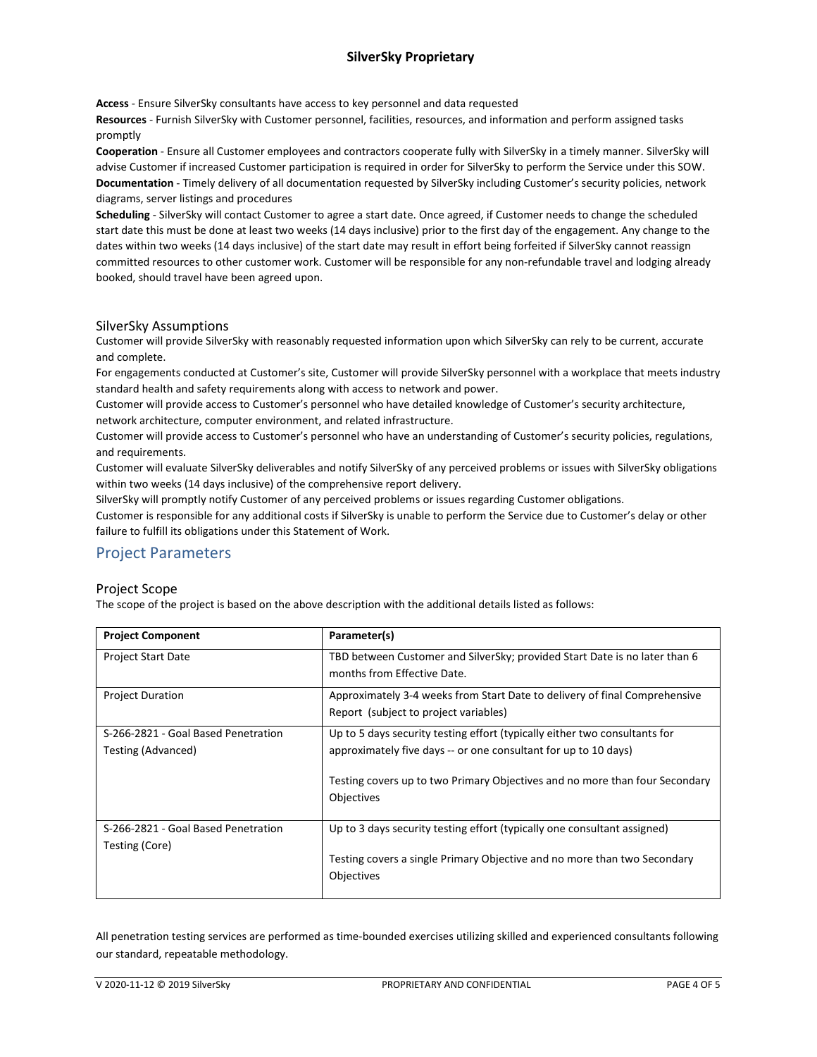**Access** - Ensure SilverSky consultants have access to key personnel and data requested

**Resources** - Furnish SilverSky with Customer personnel, facilities, resources, and information and perform assigned tasks promptly

**Cooperation** - Ensure all Customer employees and contractors cooperate fully with SilverSky in a timely manner. SilverSky will advise Customer if increased Customer participation is required in order for SilverSky to perform the Service under this SOW.

**Documentation** - Timely delivery of all documentation requested by SilverSky including Customer's security policies, network diagrams, server listings and procedures

**Scheduling** - SilverSky will contact Customer to agree a start date. Once agreed, if Customer needs to change the scheduled start date this must be done at least two weeks (14 days inclusive) prior to the first day of the engagement. Any change to the dates within two weeks (14 days inclusive) of the start date may result in effort being forfeited if SilverSky cannot reassign committed resources to other customer work. Customer will be responsible for any non-refundable travel and lodging already booked, should travel have been agreed upon.

### SilverSky Assumptions

Customer will provide SilverSky with reasonably requested information upon which SilverSky can rely to be current, accurate and complete.

For engagements conducted at Customer's site, Customer will provide SilverSky personnel with a workplace that meets industry standard health and safety requirements along with access to network and power.

Customer will provide access to Customer's personnel who have detailed knowledge of Customer's security architecture, network architecture, computer environment, and related infrastructure.

Customer will provide access to Customer's personnel who have an understanding of Customer's security policies, regulations, and requirements.

Customer will evaluate SilverSky deliverables and notify SilverSky of any perceived problems or issues with SilverSky obligations within two weeks (14 days inclusive) of the comprehensive report delivery.

SilverSky will promptly notify Customer of any perceived problems or issues regarding Customer obligations.

Customer is responsible for any additional costs if SilverSky is unable to perform the Service due to Customer's delay or other failure to fulfill its obligations under this Statement of Work.

## Project Parameters

### Project Scope

The scope of the project is based on the above description with the additional details listed as follows:

| **Project Component** | **Parameter(s)** |
|---|---|
| Project Start Date | TBD between Customer and SilverSky; provided Start Date is no later than 6 months from Effective Date. |
| Project Duration | Approximately 3-4 weeks from Start Date to delivery of final Comprehensive Report (subject to project variables) |
| S-266-2821 - Goal Based Penetration Testing (Advanced) | Up to 5 days security testing effort (typically either two consultants for approximately five days -- or one consultant for up to 10 days)<br><br>Testing covers up to two Primary Objectives and no more than four Secondary Objectives |
| S-266-2821 - Goal Based Penetration Testing (Core) | Up to 3 days security testing effort (typically one consultant assigned)<br><br>Testing covers a single Primary Objective and no more than two Secondary Objectives |

All penetration testing services are performed as time-bounded exercises utilizing skilled and experienced consultants following our standard, repeatable methodology.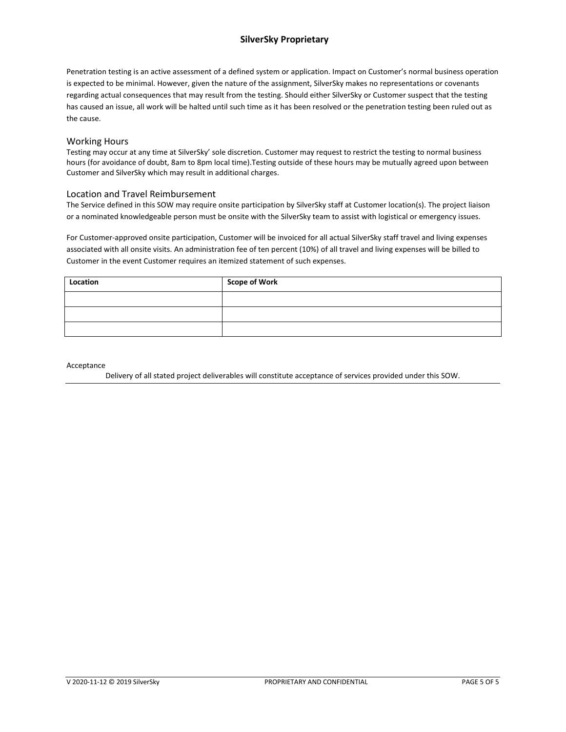Penetration testing is an active assessment of a defined system or application. Impact on Customer's normal business operation is expected to be minimal. However, given the nature of the assignment, SilverSky makes no representations or covenants regarding actual consequences that may result from the testing. Should either SilverSky or Customer suspect that the testing has caused an issue, all work will be halted until such time as it has been resolved or the penetration testing been ruled out as the cause.

## Working Hours

Testing may occur at any time at SilverSky' sole discretion. Customer may request to restrict the testing to normal business hours (for avoidance of doubt, 8am to 8pm local time).Testing outside of these hours may be mutually agreed upon between Customer and SilverSky which may result in additional charges.

## Location and Travel Reimbursement

The Service defined in this SOW may require onsite participation by SilverSky staff at Customer location(s). The project liaison or a nominated knowledgeable person must be onsite with the SilverSky team to assist with logistical or emergency issues.

For Customer-approved onsite participation, Customer will be invoiced for all actual SilverSky staff travel and living expenses associated with all onsite visits. An administration fee of ten percent (10%) of all travel and living expenses will be billed to Customer in the event Customer requires an itemized statement of such expenses.

| Location | Scope of Work |
|---|---|
| | |
| | |
| | |

Acceptance

Delivery of all stated project deliverables will constitute acceptance of services provided under this SOW.